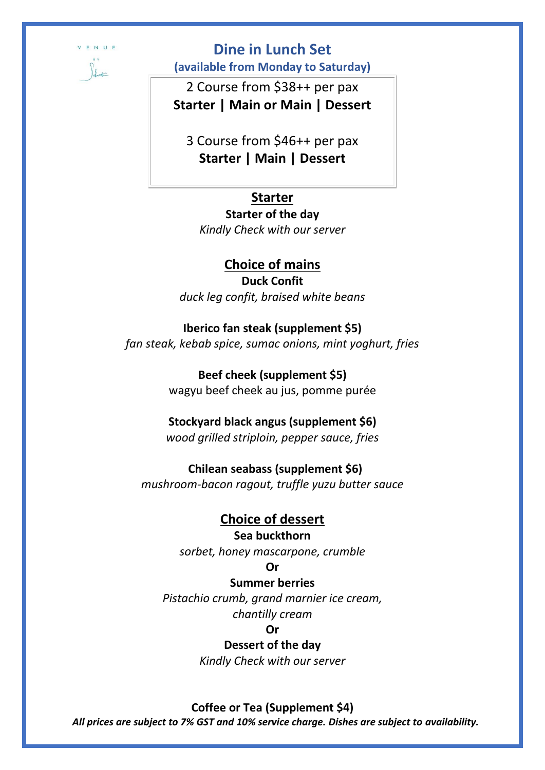VENUE BY Sebastian

# Dine in Lunch Set

**(available from Monday to Saturday)**

2 Course from $38++ per pax
**Starter | Main or Main | Dessert**

3 Course from $46++ per pax
**Starter | Main | Dessert**

## Starter

**Starter of the day**
*Kindly Check with our server*

## Choice of mains

**Duck Confit**
*duck leg confit, braised white beans*

**Iberico fan steak (supplement $5)**
*fan steak, kebab spice, sumac onions, mint yoghurt, fries*

**Beef cheek (supplement $5)**
wagyu beef cheek au jus, pomme purée

**Stockyard black angus (supplement $6)**
*wood grilled striploin, pepper sauce, fries*

**Chilean seabass (supplement $6)**
*mushroom-bacon ragout, truffle yuzu butter sauce*

## Choice of dessert

**Sea buckthorn**
*sorbet, honey mascarpone, crumble*

**Or**

**Summer berries**
*Pistachio crumb, grand marnier ice cream, chantilly cream*

**Or**

**Dessert of the day**
*Kindly Check with our server*

**Coffee or Tea (Supplement $4)**

***All prices are subject to 7% GST and 10% service charge. Dishes are subject to availability.***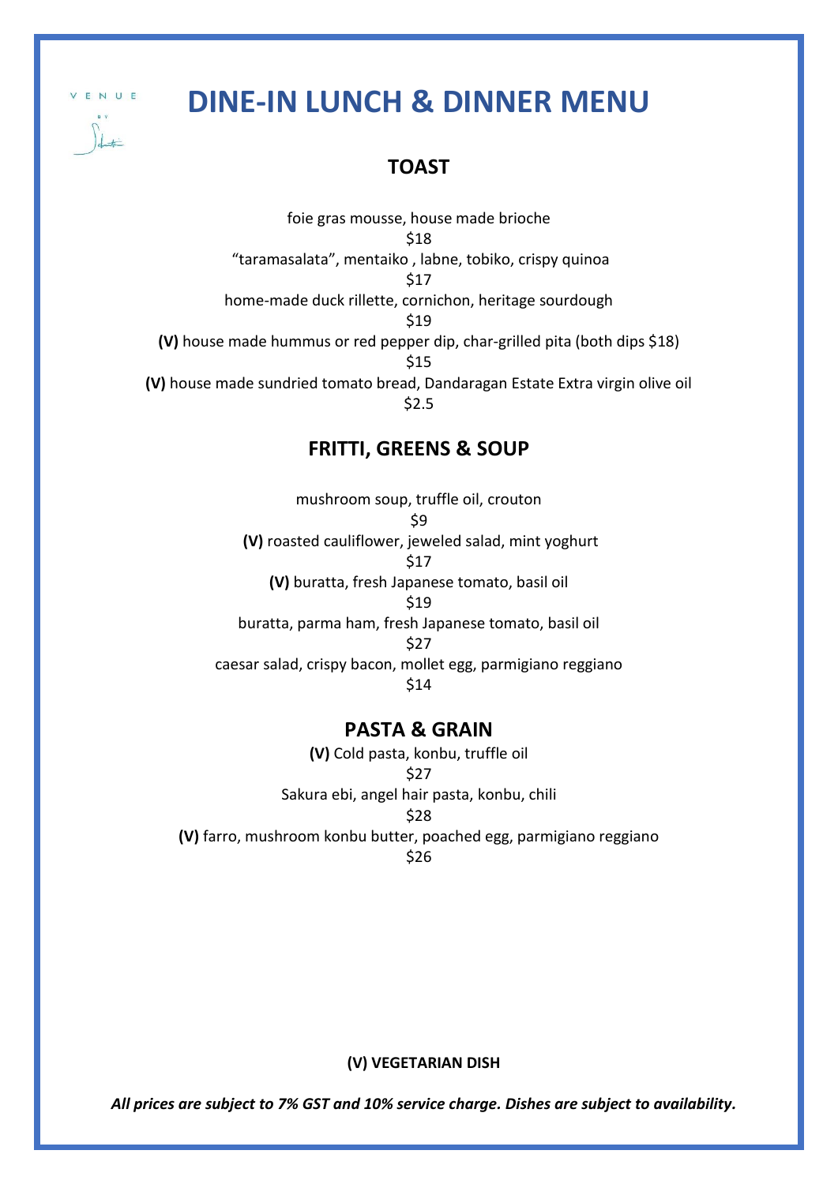VENUE BY Sebastian

# DINE-IN LUNCH & DINNER MENU

## TOAST

foie gras mousse, house made brioche
$18

“taramasalata”, mentaiko , labne, tobiko, crispy quinoa
$17

home-made duck rillette, cornichon, heritage sourdough
$19

**(V)** house made hummus or red pepper dip, char-grilled pita (both dips $18)
$15

**(V)** house made sundried tomato bread, Dandaragan Estate Extra virgin olive oil
$2.5

## FRITTI, GREENS & SOUP

mushroom soup, truffle oil, crouton
$9

**(V)** roasted cauliflower, jeweled salad, mint yoghurt
$17

**(V)** buratta, fresh Japanese tomato, basil oil
$19

buratta, parma ham, fresh Japanese tomato, basil oil
$27

caesar salad, crispy bacon, mollet egg, parmigiano reggiano
$14

## PASTA & GRAIN

**(V)** Cold pasta, konbu, truffle oil
$27

Sakura ebi, angel hair pasta, konbu, chili
$28

**(V)** farro, mushroom konbu butter, poached egg, parmigiano reggiano
$26

**(V) VEGETARIAN DISH**

***All prices are subject to 7% GST and 10% service charge. Dishes are subject to availability.***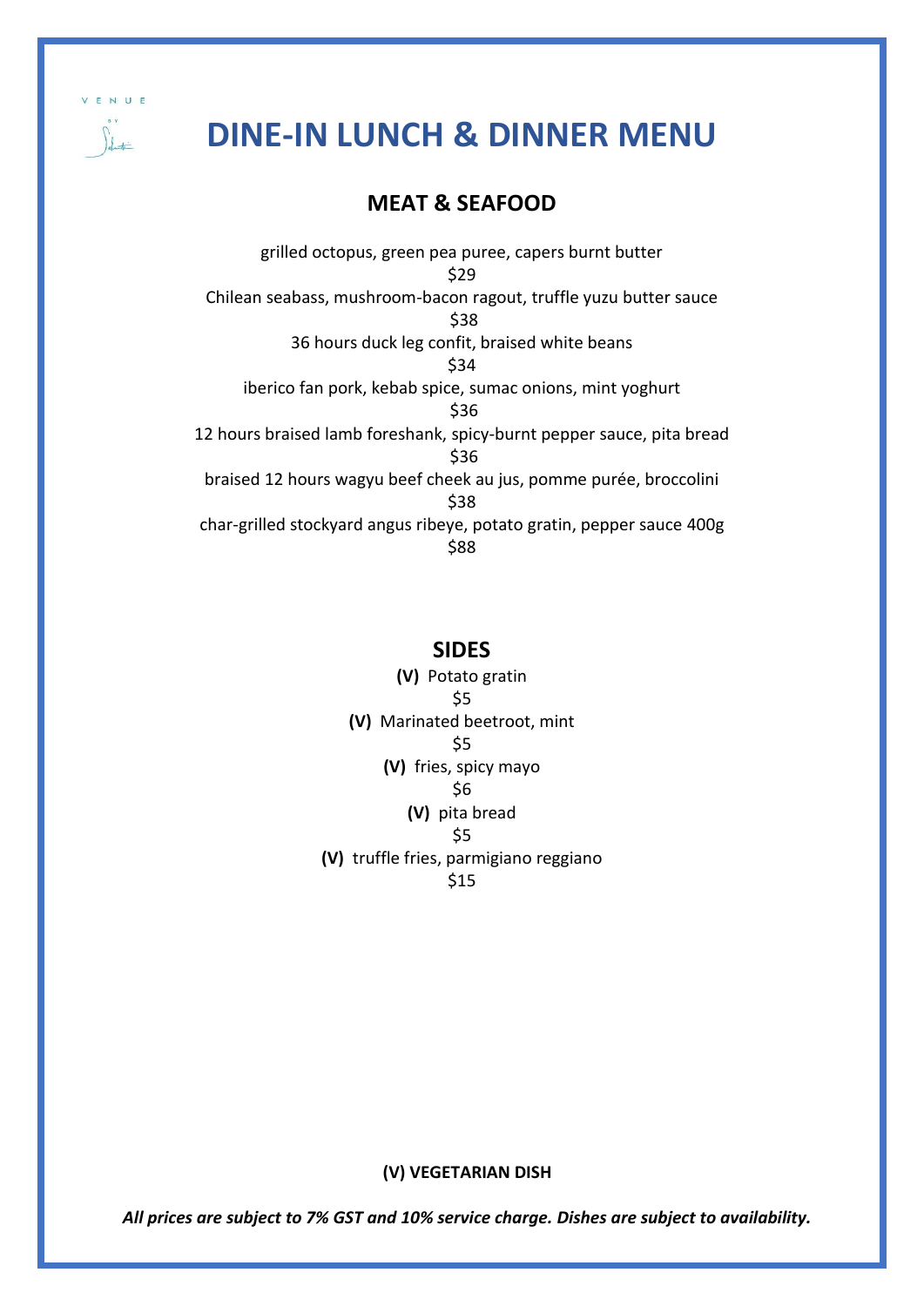# DINE-IN LUNCH & DINNER MENU

## MEAT & SEAFOOD

grilled octopus, green pea puree, capers burnt butter
$29

Chilean seabass, mushroom-bacon ragout, truffle yuzu butter sauce
$38

36 hours duck leg confit, braised white beans
$34

iberico fan pork, kebab spice, sumac onions, mint yoghurt
$36

12 hours braised lamb foreshank, spicy-burnt pepper sauce, pita bread
$36

braised 12 hours wagyu beef cheek au jus, pomme purée, broccolini
$38

char-grilled stockyard angus ribeye, potato gratin, pepper sauce 400g
$88

## SIDES

**(V)** Potato gratin
$5

**(V)** Marinated beetroot, mint
$5

**(V)** fries, spicy mayo
$6

**(V)** pita bread
$5

**(V)** truffle fries, parmigiano reggiano
$15

**(V) VEGETARIAN DISH**

***All prices are subject to 7% GST and 10% service charge. Dishes are subject to availability.***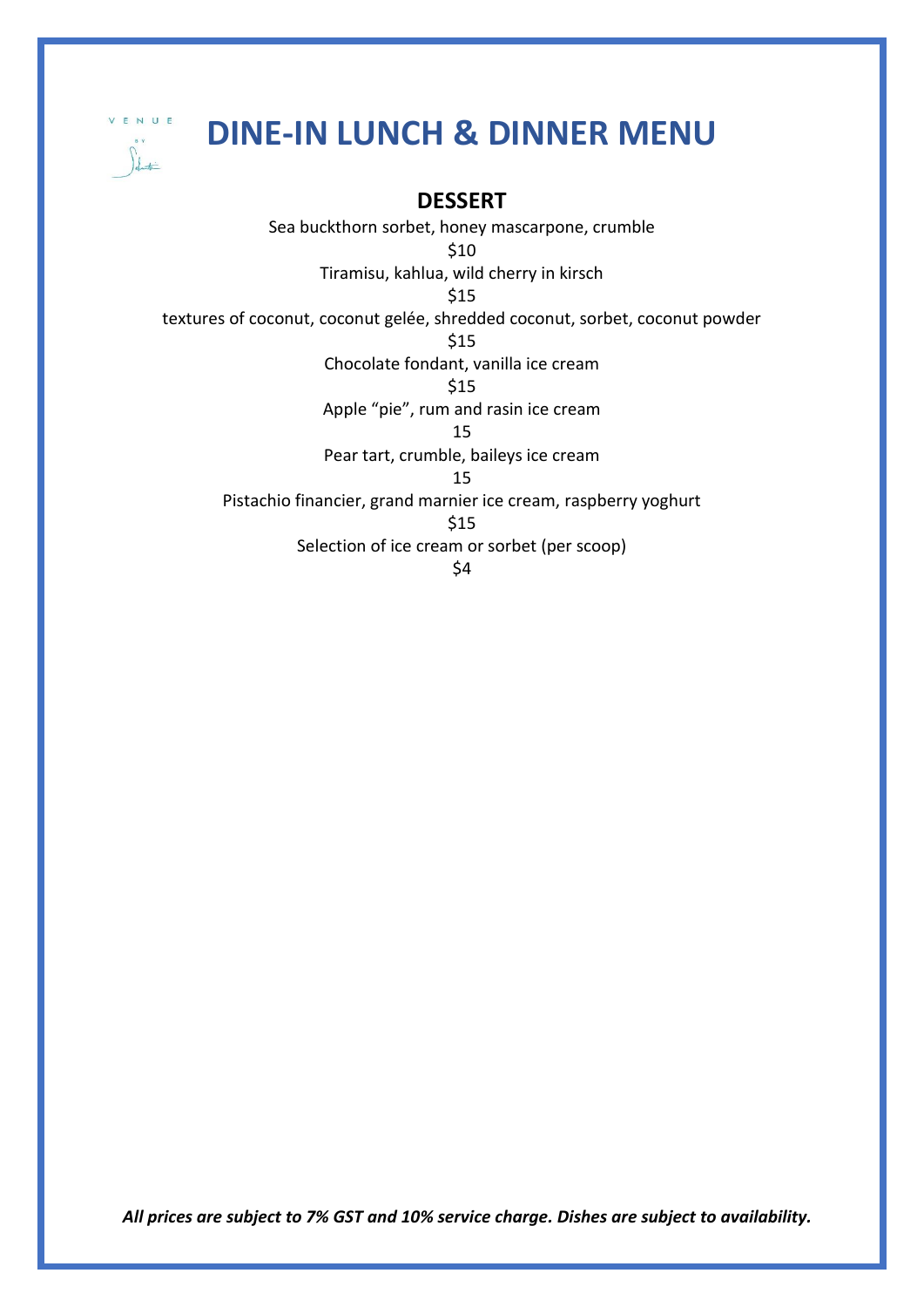# DINE-IN LUNCH & DINNER MENU

## DESSERT

Sea buckthorn sorbet, honey mascarpone, crumble

$10

Tiramisu, kahlua, wild cherry in kirsch

$15

textures of coconut, coconut gelée, shredded coconut, sorbet, coconut powder

$15

Chocolate fondant, vanilla ice cream

$15

Apple “pie”, rum and rasin ice cream

15

Pear tart, crumble, baileys ice cream

15

Pistachio financier, grand marnier ice cream, raspberry yoghurt

$15

Selection of ice cream or sorbet (per scoop)

$4

***All prices are subject to 7% GST and 10% service charge. Dishes are subject to availability.***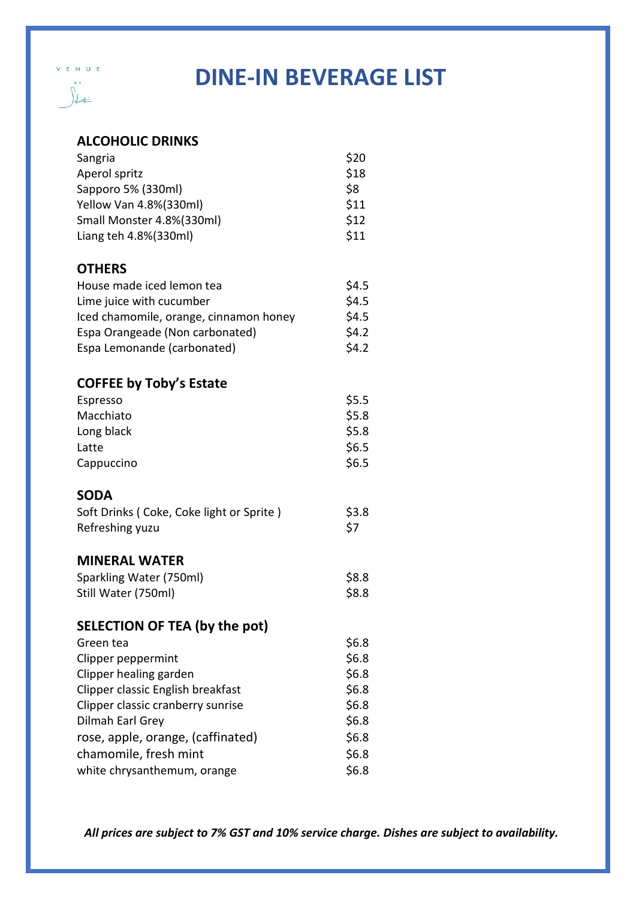VENUE BY

# DINE-IN BEVERAGE LIST

## ALCOHOLIC DRINKS

| | |
|---|---|
| Sangria | $20 |
| Aperol spritz | $18 |
| Sapporo 5% (330ml) | $8 |
| Yellow Van 4.8%(330ml) | $11 |
| Small Monster 4.8%(330ml) | $12 |
| Liang teh 4.8%(330ml) | $11 |

## OTHERS

| | |
|---|---|
| House made iced lemon tea | $4.5 |
| Lime juice with cucumber | $4.5 |
| Iced chamomile, orange, cinnamon honey | $4.5 |
| Espa Orangeade (Non carbonated) | $4.2 |
| Espa Lemonande (carbonated) | $4.2 |

## COFFEE by Toby's Estate

| | |
|---|---|
| Espresso | $5.5 |
| Macchiato | $5.8 |
| Long black | $5.8 |
| Latte | $6.5 |
| Cappuccino | $6.5 |

## SODA

| | |
|---|---|
| Soft Drinks ( Coke, Coke light or Sprite ) | $3.8 |
| Refreshing yuzu | $7 |

## MINERAL WATER

| | |
|---|---|
| Sparkling Water (750ml) | $8.8 |
| Still Water (750ml) | $8.8 |

## SELECTION OF TEA (by the pot)

| | |
|---|---|
| Green tea | $6.8 |
| Clipper peppermint | $6.8 |
| Clipper healing garden | $6.8 |
| Clipper classic English breakfast | $6.8 |
| Clipper classic cranberry sunrise | $6.8 |
| Dilmah Earl Grey | $6.8 |
| rose, apple, orange, (caffinated) | $6.8 |
| chamomile, fresh mint | $6.8 |
| white chrysanthemum, orange | $6.8 |

***All prices are subject to 7% GST and 10% service charge. Dishes are subject to availability.***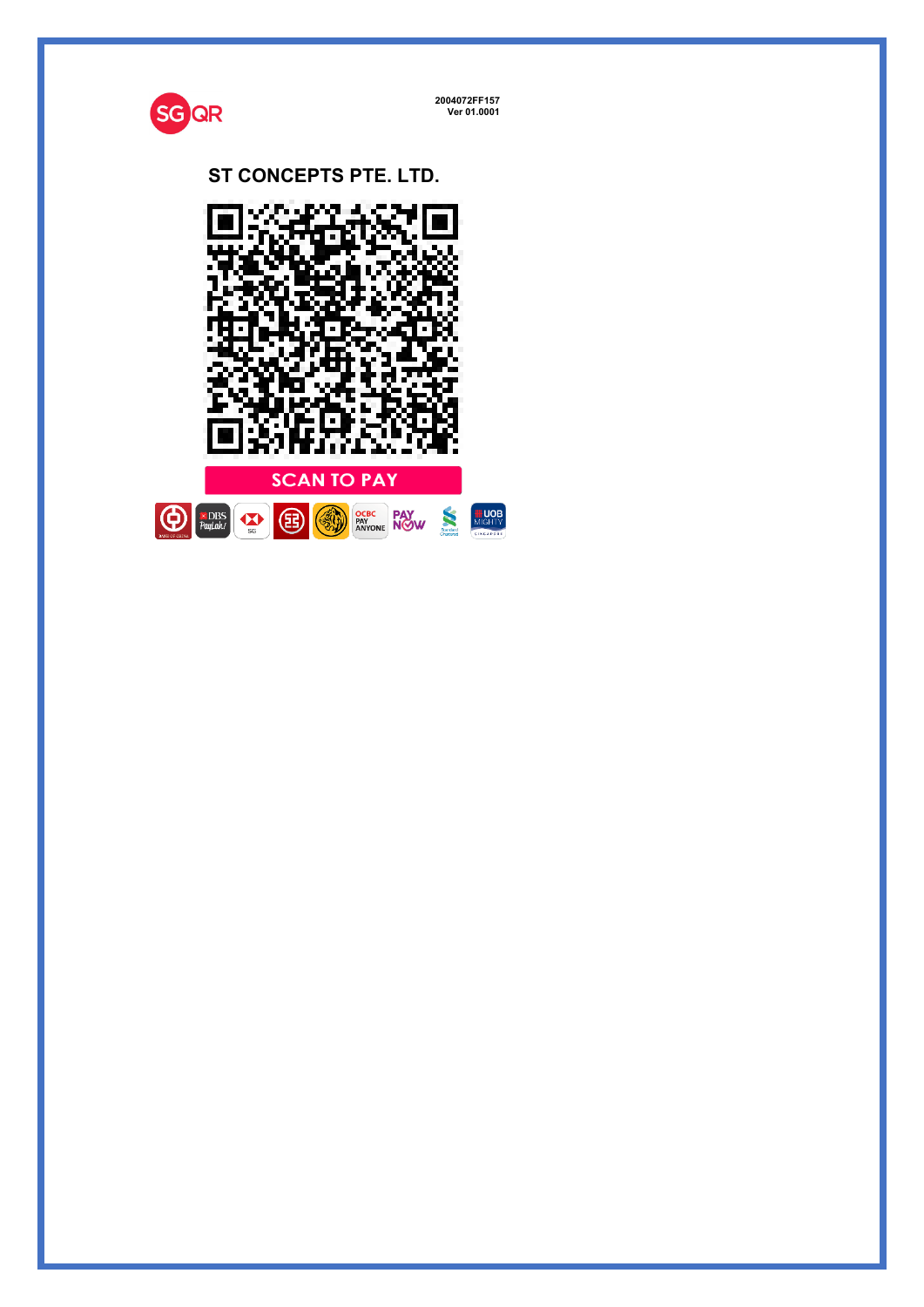SGQR

2004072FF157
Ver 01.0001

## ST CONCEPTS PTE. LTD.

SCAN TO PAY